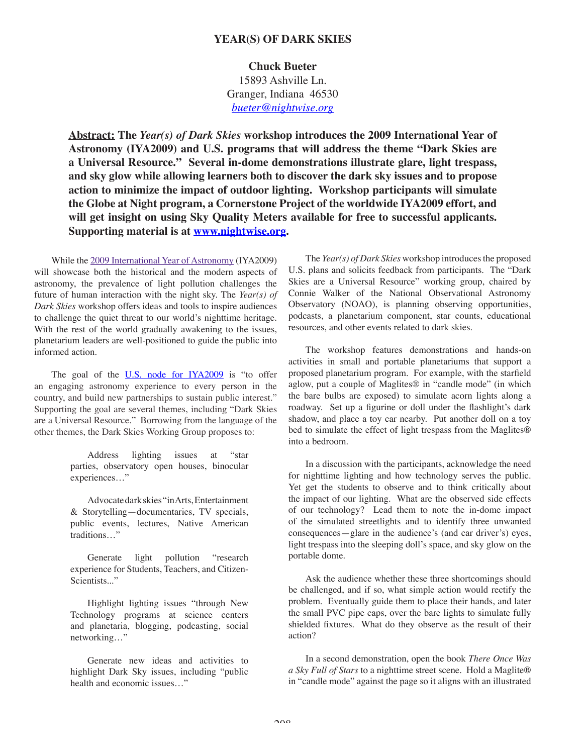# YEAR(S) OF DARK SKIES

**Chuck Bueter**
15893 Ashville Ln.
Granger, Indiana 46530
*bueter@nightwise.org*

**Abstract: The *Year(s) of Dark Skies* workshop introduces the 2009 International Year of Astronomy (IYA2009) and U.S. programs that will address the theme "Dark Skies are a Universal Resource." Several in-dome demonstrations illustrate glare, light trespass, and sky glow while allowing learners both to discover the dark sky issues and to propose action to minimize the impact of outdoor lighting. Workshop participants will simulate the Globe at Night program, a Cornerstone Project of the worldwide IYA2009 effort, and will get insight on using Sky Quality Meters available for free to successful applicants. Supporting material is at www.nightwise.org.**

While the 2009 International Year of Astronomy (IYA2009) will showcase both the historical and the modern aspects of astronomy, the prevalence of light pollution challenges the future of human interaction with the night sky. The *Year(s) of Dark Skies* workshop offers ideas and tools to inspire audiences to challenge the quiet threat to our world's nighttime heritage. With the rest of the world gradually awakening to the issues, planetarium leaders are well-positioned to guide the public into informed action.

The goal of the U.S. node for IYA2009 is "to offer an engaging astronomy experience to every person in the country, and build new partnerships to sustain public interest." Supporting the goal are several themes, including "Dark Skies are a Universal Resource." Borrowing from the language of the other themes, the Dark Skies Working Group proposes to:

> Address lighting issues at "star parties, observatory open houses, binocular experiences…"
>
> Advocate dark skies "in Arts, Entertainment & Storytelling—documentaries, TV specials, public events, lectures, Native American traditions…"
>
> Generate light pollution "research experience for Students, Teachers, and Citizen-Scientists..."
>
> Highlight lighting issues "through New Technology programs at science centers and planetaria, blogging, podcasting, social networking…"
>
> Generate new ideas and activities to highlight Dark Sky issues, including "public health and economic issues…"

The *Year(s) of Dark Skies* workshop introduces the proposed U.S. plans and solicits feedback from participants. The "Dark Skies are a Universal Resource" working group, chaired by Connie Walker of the National Observational Astronomy Observatory (NOAO), is planning observing opportunities, podcasts, a planetarium component, star counts, educational resources, and other events related to dark skies.

The workshop features demonstrations and hands-on activities in small and portable planetariums that support a proposed planetarium program. For example, with the starfield aglow, put a couple of Maglites® in "candle mode" (in which the bare bulbs are exposed) to simulate acorn lights along a roadway. Set up a figurine or doll under the flashlight's dark shadow, and place a toy car nearby. Put another doll on a toy bed to simulate the effect of light trespass from the Maglites® into a bedroom.

In a discussion with the participants, acknowledge the need for nighttime lighting and how technology serves the public. Yet get the students to observe and to think critically about the impact of our lighting. What are the observed side effects of our technology? Lead them to note the in-dome impact of the simulated streetlights and to identify three unwanted consequences—glare in the audience's (and car driver's) eyes, light trespass into the sleeping doll's space, and sky glow on the portable dome.

Ask the audience whether these three shortcomings should be challenged, and if so, what simple action would rectify the problem. Eventually guide them to place their hands, and later the small PVC pipe caps, over the bare lights to simulate fully shielded fixtures. What do they observe as the result of their action?

In a second demonstration, open the book *There Once Was a Sky Full of Stars* to a nighttime street scene. Hold a Maglite® in "candle mode" against the page so it aligns with an illustrated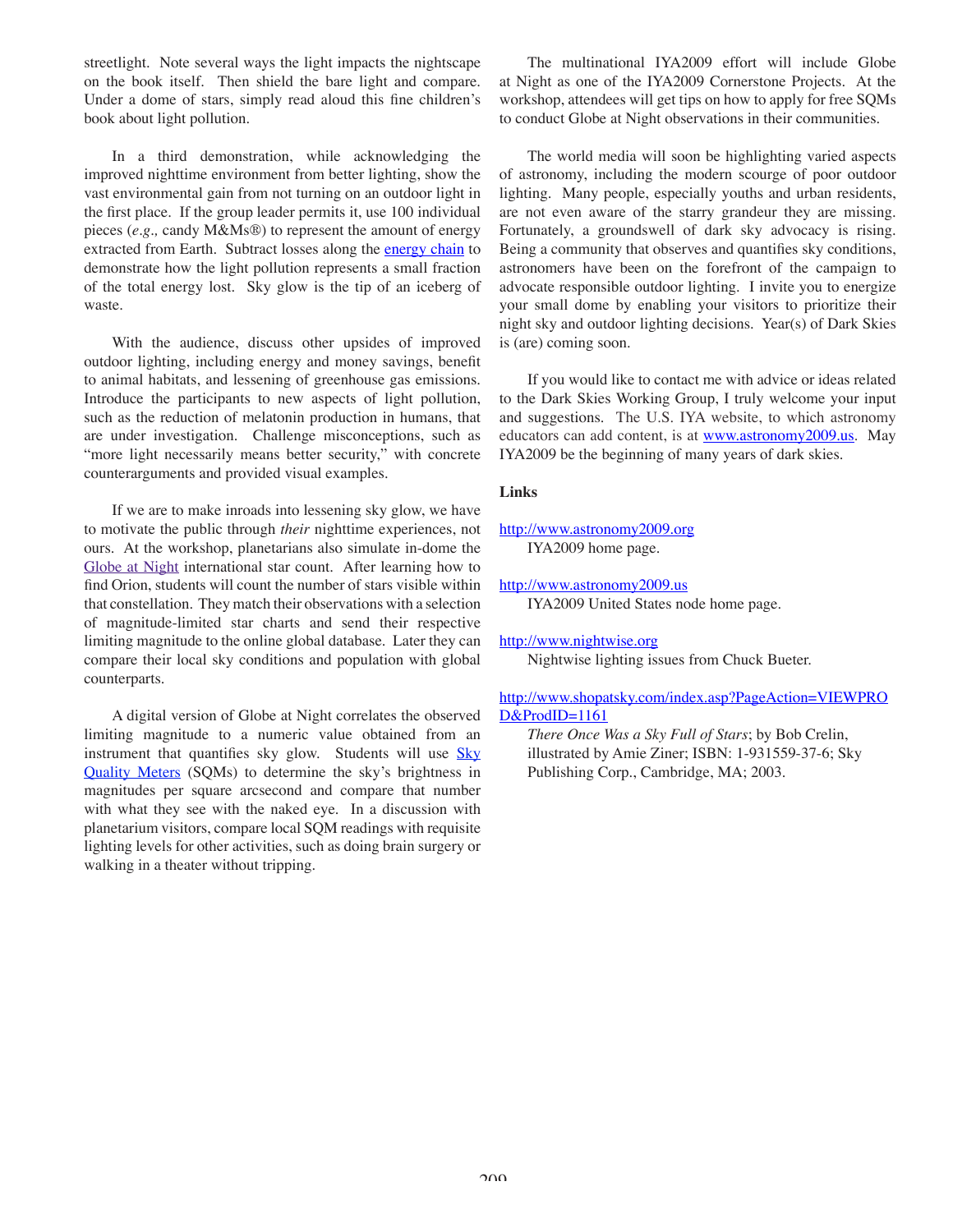streetlight. Note several ways the light impacts the nightscape on the book itself. Then shield the bare light and compare. Under a dome of stars, simply read aloud this fine children's book about light pollution.

In a third demonstration, while acknowledging the improved nighttime environment from better lighting, show the vast environmental gain from not turning on an outdoor light in the first place. If the group leader permits it, use 100 individual pieces (*e.g.,* candy M&Ms®) to represent the amount of energy extracted from Earth. Subtract losses along the energy chain to demonstrate how the light pollution represents a small fraction of the total energy lost. Sky glow is the tip of an iceberg of waste.

With the audience, discuss other upsides of improved outdoor lighting, including energy and money savings, benefit to animal habitats, and lessening of greenhouse gas emissions. Introduce the participants to new aspects of light pollution, such as the reduction of melatonin production in humans, that are under investigation. Challenge misconceptions, such as "more light necessarily means better security," with concrete counterarguments and provided visual examples.

If we are to make inroads into lessening sky glow, we have to motivate the public through *their* nighttime experiences, not ours. At the workshop, planetarians also simulate in-dome the Globe at Night international star count. After learning how to find Orion, students will count the number of stars visible within that constellation. They match their observations with a selection of magnitude-limited star charts and send their respective limiting magnitude to the online global database. Later they can compare their local sky conditions and population with global counterparts.

A digital version of Globe at Night correlates the observed limiting magnitude to a numeric value obtained from an instrument that quantifies sky glow. Students will use Sky Quality Meters (SQMs) to determine the sky's brightness in magnitudes per square arcsecond and compare that number with what they see with the naked eye. In a discussion with planetarium visitors, compare local SQM readings with requisite lighting levels for other activities, such as doing brain surgery or walking in a theater without tripping.

The multinational IYA2009 effort will include Globe at Night as one of the IYA2009 Cornerstone Projects. At the workshop, attendees will get tips on how to apply for free SQMs to conduct Globe at Night observations in their communities.

The world media will soon be highlighting varied aspects of astronomy, including the modern scourge of poor outdoor lighting. Many people, especially youths and urban residents, are not even aware of the starry grandeur they are missing. Fortunately, a groundswell of dark sky advocacy is rising. Being a community that observes and quantifies sky conditions, astronomers have been on the forefront of the campaign to advocate responsible outdoor lighting. I invite you to energize your small dome by enabling your visitors to prioritize their night sky and outdoor lighting decisions. Year(s) of Dark Skies is (are) coming soon.

If you would like to contact me with advice or ideas related to the Dark Skies Working Group, I truly welcome your input and suggestions. The U.S. IYA website, to which astronomy educators can add content, is at www.astronomy2009.us. May IYA2009 be the beginning of many years of dark skies.

**Links**

http://www.astronomy2009.org
IYA2009 home page.

http://www.astronomy2009.us
IYA2009 United States node home page.

http://www.nightwise.org
Nightwise lighting issues from Chuck Bueter.

http://www.shopatsky.com/index.asp?PageAction=VIEWPROD&ProdID=1161
*There Once Was a Sky Full of Stars*; by Bob Crelin, illustrated by Amie Ziner; ISBN: 1-931559-37-6; Sky Publishing Corp., Cambridge, MA; 2003.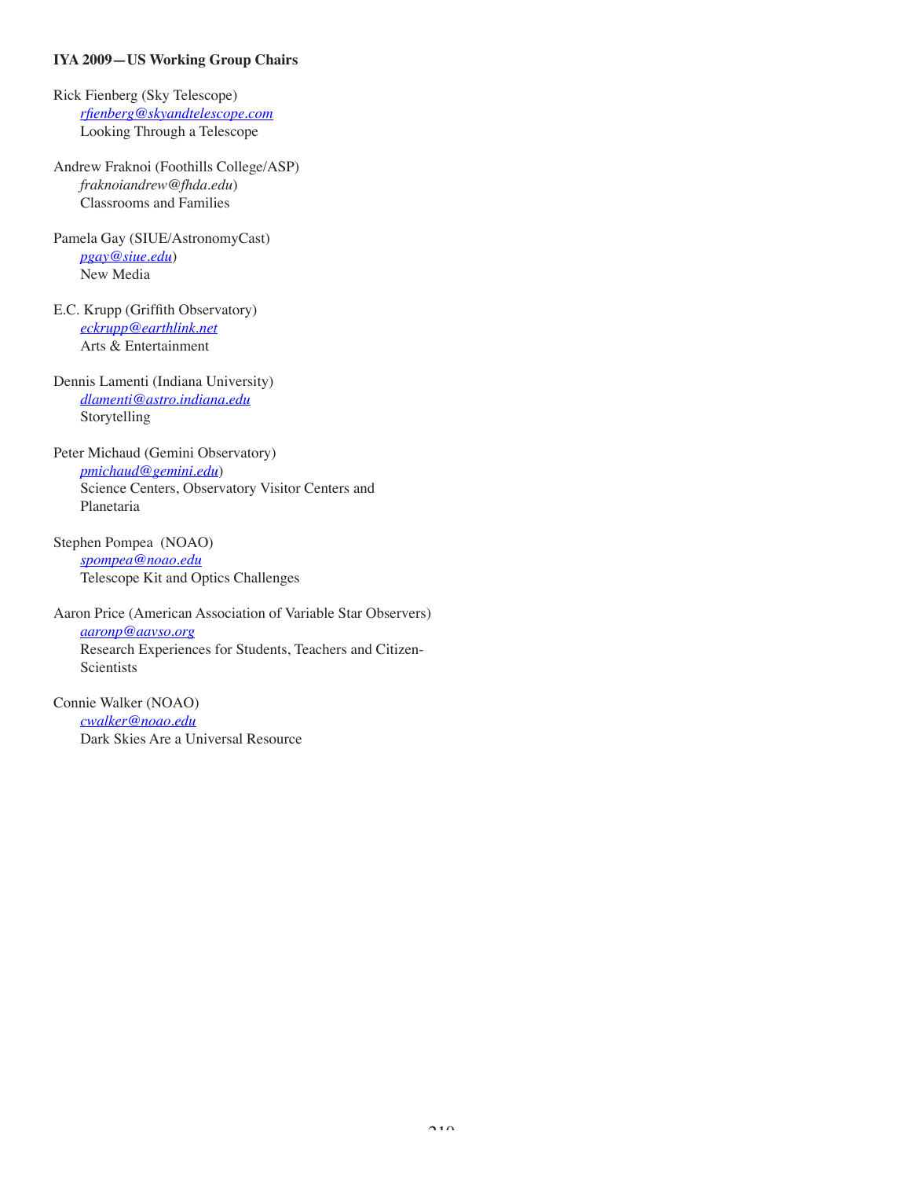**IYA 2009—US Working Group Chairs**

Rick Fienberg (Sky Telescope)
*rfienberg@skyandtelescope.com*
Looking Through a Telescope

Andrew Fraknoi (Foothills College/ASP)
*fraknoiandrew@fhda.edu*)
Classrooms and Families

Pamela Gay (SIUE/AstronomyCast)
*pgay@siue.edu*)
New Media

E.C. Krupp (Griffith Observatory)
*eckrupp@earthlink.net*
Arts & Entertainment

Dennis Lamenti (Indiana University)
*dlamenti@astro.indiana.edu*
Storytelling

Peter Michaud (Gemini Observatory)
*pmichaud@gemini.edu*)
Science Centers, Observatory Visitor Centers and Planetaria

Stephen Pompea (NOAO)
*spompea@noao.edu*
Telescope Kit and Optics Challenges

Aaron Price (American Association of Variable Star Observers)
*aaronp@aavso.org*
Research Experiences for Students, Teachers and Citizen-Scientists

Connie Walker (NOAO)
*cwalker@noao.edu*
Dark Skies Are a Universal Resource